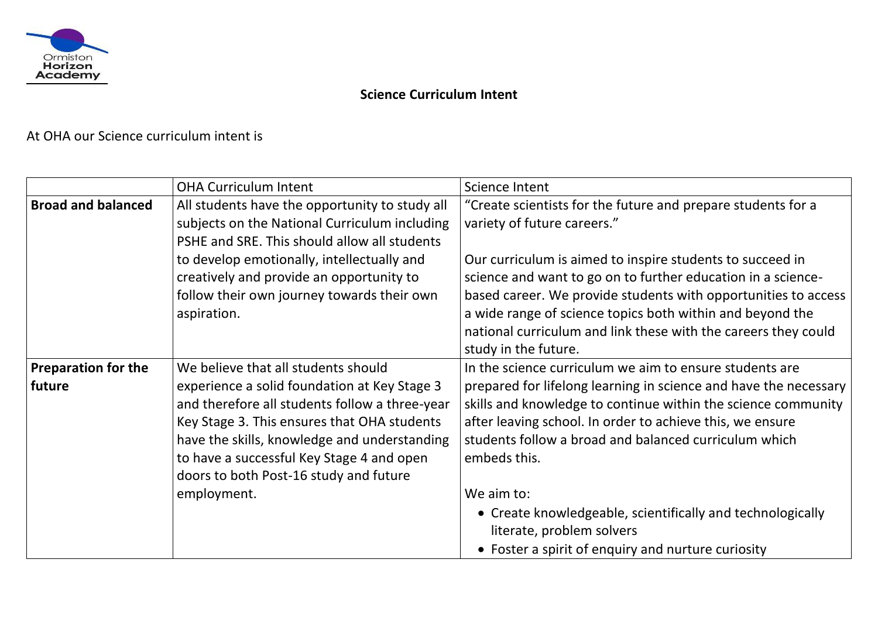# Science Curriculum Intent

At OHA our Science curriculum intent is

| | OHA Curriculum Intent | Science Intent |
|---|---|---|
| **Broad and balanced** | All students have the opportunity to study all subjects on the National Curriculum including PSHE and SRE. This should allow all students to develop emotionally, intellectually and creatively and provide an opportunity to follow their own journey towards their own aspiration. | "Create scientists for the future and prepare students for a variety of future careers."<br><br>Our curriculum is aimed to inspire students to succeed in science and want to go on to further education in a science-based career. We provide students with opportunities to access a wide range of science topics both within and beyond the national curriculum and link these with the careers they could study in the future. |
| **Preparation for the future** | We believe that all students should experience a solid foundation at Key Stage 3 and therefore all students follow a three-year Key Stage 3. This ensures that OHA students have the skills, knowledge and understanding to have a successful Key Stage 4 and open doors to both Post-16 study and future employment. | In the science curriculum we aim to ensure students are prepared for lifelong learning in science and have the necessary skills and knowledge to continue within the science community after leaving school. In order to achieve this, we ensure students follow a broad and balanced curriculum which embeds this.<br><br>We aim to:<br>• Create knowledgeable, scientifically and technologically literate, problem solvers<br>• Foster a spirit of enquiry and nurture curiosity |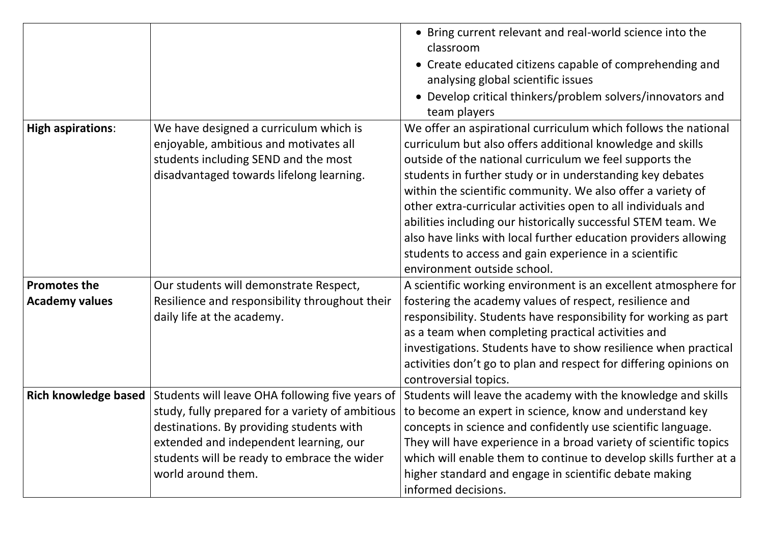| | | |
|---|---|---|
| | | • Bring current relevant and real-world science into the classroom<br>• Create educated citizens capable of comprehending and analysing global scientific issues<br>• Develop critical thinkers/problem solvers/innovators and team players |
| **High aspirations**: | We have designed a curriculum which is enjoyable, ambitious and motivates all students including SEND and the most disadvantaged towards lifelong learning. | We offer an aspirational curriculum which follows the national curriculum but also offers additional knowledge and skills outside of the national curriculum we feel supports the students in further study or in understanding key debates within the scientific community. We also offer a variety of other extra-curricular activities open to all individuals and abilities including our historically successful STEM team. We also have links with local further education providers allowing students to access and gain experience in a scientific environment outside school. |
| **Promotes the Academy values** | Our students will demonstrate Respect, Resilience and responsibility throughout their daily life at the academy. | A scientific working environment is an excellent atmosphere for fostering the academy values of respect, resilience and responsibility. Students have responsibility for working as part as a team when completing practical activities and investigations. Students have to show resilience when practical activities don't go to plan and respect for differing opinions on controversial topics. |
| **Rich knowledge based** | Students will leave OHA following five years of study, fully prepared for a variety of ambitious destinations. By providing students with extended and independent learning, our students will be ready to embrace the wider world around them. | Students will leave the academy with the knowledge and skills to become an expert in science, know and understand key concepts in science and confidently use scientific language. They will have experience in a broad variety of scientific topics which will enable them to continue to develop skills further at a higher standard and engage in scientific debate making informed decisions. |